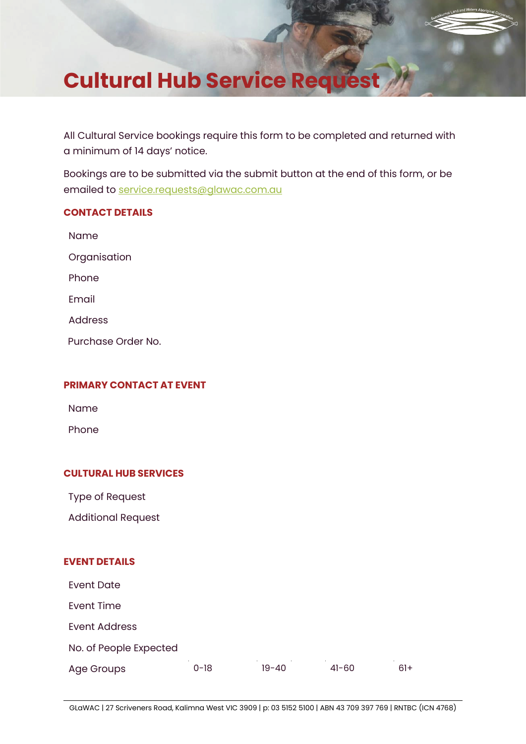# Cultural Hub Service Request

All Cultural Service bookings require this form to be completed and returned with a minimum of 14 days' notice.

Bookings are to be submitted via the submit button at the end of this form, or be emailed to service.requests@glawac.com.au

## CONTACT DETAILS

Name

Organisation

Phone

Email

Address

Purchase Order No.

## PRIMARY CONTACT AT EVENT

Name

Phone

## CULTURAL HUB SERVICES

Type of Request

Additional Request

## EVENT DETAILS

Event Date

Event Time

Event Address

No. of People Expected

Age Groups 0-18 19-40 41-60 61+

GLaWAC | 27 Scriveners Road, Kalimna West VIC 3909 | p: 03 5152 5100 | ABN 43 709 397 769 | RNTBC (ICN 4768)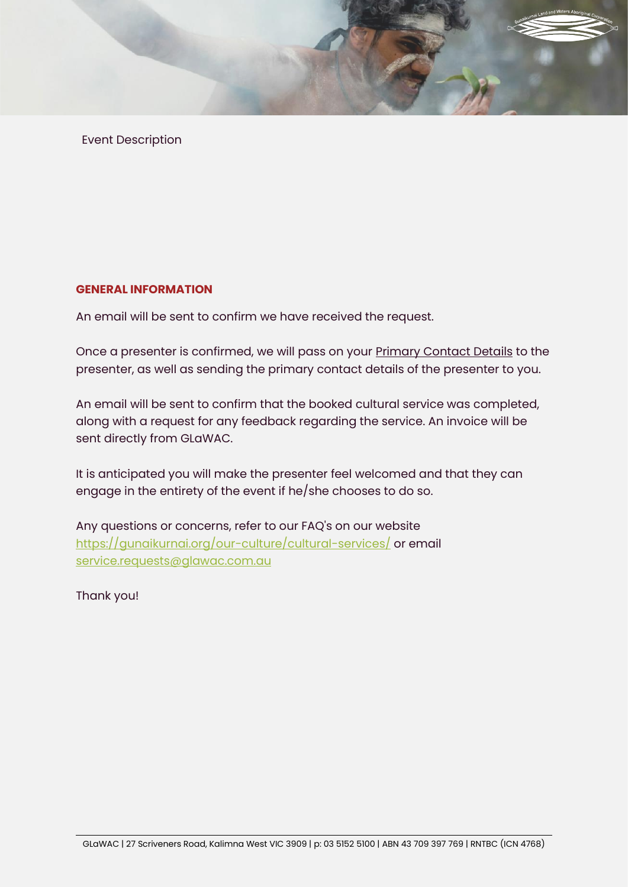Event Description

## GENERAL INFORMATION

An email will be sent to confirm we have received the request.

Once a presenter is confirmed, we will pass on your Primary Contact Details to the presenter, as well as sending the primary contact details of the presenter to you.

An email will be sent to confirm that the booked cultural service was completed, along with a request for any feedback regarding the service. An invoice will be sent directly from GLaWAC.

It is anticipated you will make the presenter feel welcomed and that they can engage in the entirety of the event if he/she chooses to do so.

Any questions or concerns, refer to our FAQ's on our website https://gunaikurnai.org/our-culture/cultural-services/ or email service.requests@glawac.com.au

Thank you!

GLaWAC | 27 Scriveners Road, Kalimna West VIC 3909 | p: 03 5152 5100 | ABN 43 709 397 769 | RNTBC (ICN 4768)